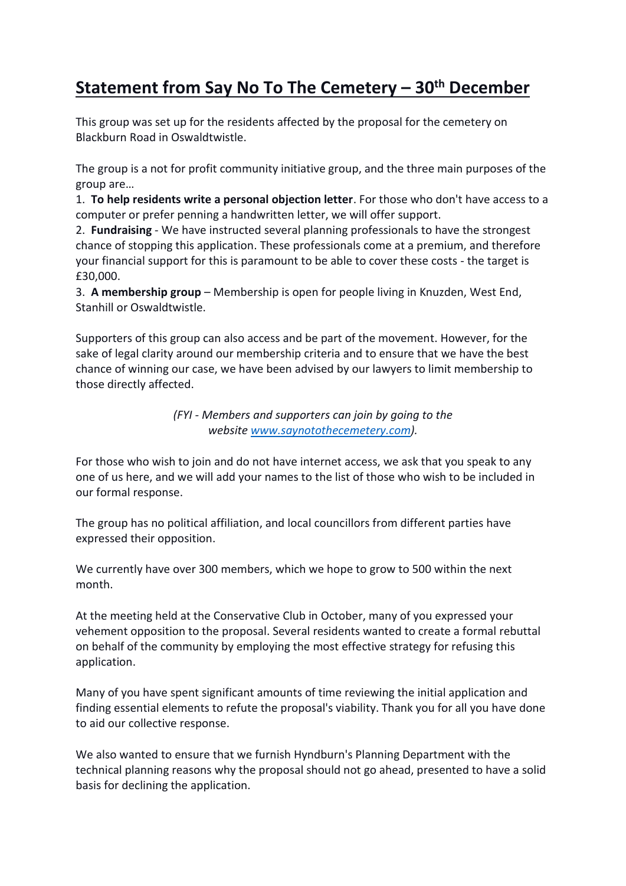# Statement from Say No To The Cemetery – 30th December

This group was set up for the residents affected by the proposal for the cemetery on Blackburn Road in Oswaldtwistle.

The group is a not for profit community initiative group, and the three main purposes of the group are…

1. **To help residents write a personal objection letter**. For those who don't have access to a computer or prefer penning a handwritten letter, we will offer support.
2. **Fundraising** - We have instructed several planning professionals to have the strongest chance of stopping this application. These professionals come at a premium, and therefore your financial support for this is paramount to be able to cover these costs - the target is £30,000.
3. **A membership group** – Membership is open for people living in Knuzden, West End, Stanhill or Oswaldtwistle.

Supporters of this group can also access and be part of the movement. However, for the sake of legal clarity around our membership criteria and to ensure that we have the best chance of winning our case, we have been advised by our lawyers to limit membership to those directly affected.

*(FYI - Members and supporters can join by going to the website [www.saynotothecemetery.com](www.saynotothecemetery.com)).*

For those who wish to join and do not have internet access, we ask that you speak to any one of us here, and we will add your names to the list of those who wish to be included in our formal response.

The group has no political affiliation, and local councillors from different parties have expressed their opposition.

We currently have over 300 members, which we hope to grow to 500 within the next month.

At the meeting held at the Conservative Club in October, many of you expressed your vehement opposition to the proposal. Several residents wanted to create a formal rebuttal on behalf of the community by employing the most effective strategy for refusing this application.

Many of you have spent significant amounts of time reviewing the initial application and finding essential elements to refute the proposal's viability. Thank you for all you have done to aid our collective response.

We also wanted to ensure that we furnish Hyndburn's Planning Department with the technical planning reasons why the proposal should not go ahead, presented to have a solid basis for declining the application.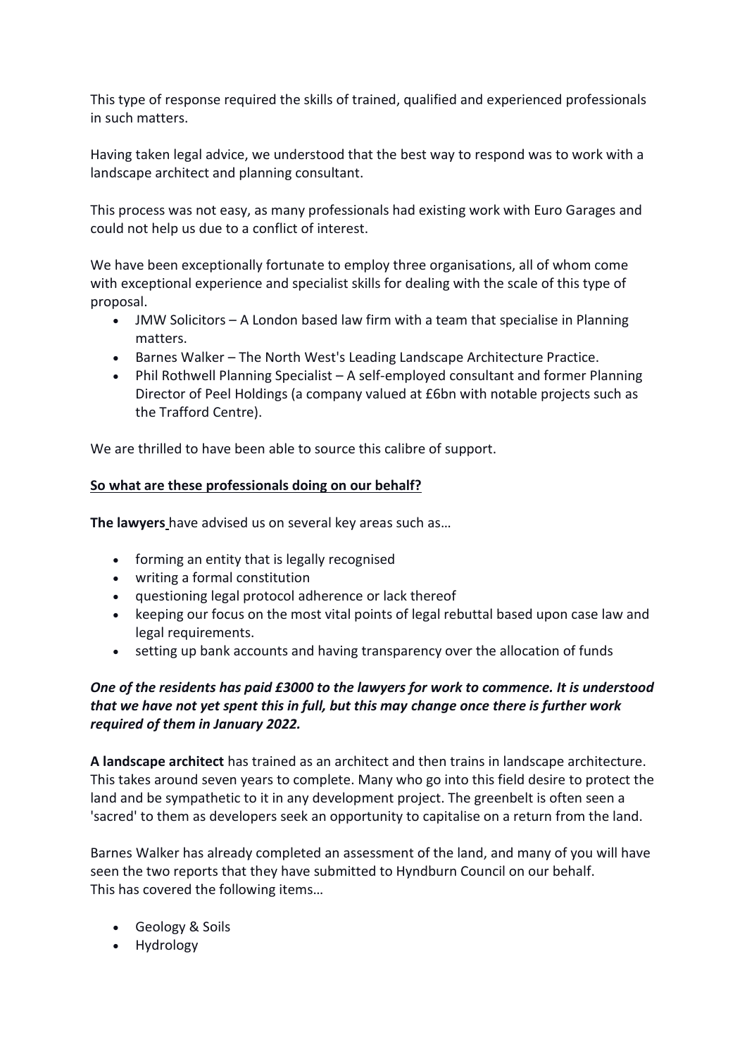This type of response required the skills of trained, qualified and experienced professionals in such matters.

Having taken legal advice, we understood that the best way to respond was to work with a landscape architect and planning consultant.

This process was not easy, as many professionals had existing work with Euro Garages and could not help us due to a conflict of interest.

We have been exceptionally fortunate to employ three organisations, all of whom come with exceptional experience and specialist skills for dealing with the scale of this type of proposal.

- JMW Solicitors – A London based law firm with a team that specialise in Planning matters.
- Barnes Walker – The North West's Leading Landscape Architecture Practice.
- Phil Rothwell Planning Specialist – A self-employed consultant and former Planning Director of Peel Holdings (a company valued at £6bn with notable projects such as the Trafford Centre).

We are thrilled to have been able to source this calibre of support.

**So what are these professionals doing on our behalf?**

**The lawyers** have advised us on several key areas such as…

- forming an entity that is legally recognised
- writing a formal constitution
- questioning legal protocol adherence or lack thereof
- keeping our focus on the most vital points of legal rebuttal based upon case law and legal requirements.
- setting up bank accounts and having transparency over the allocation of funds

***One of the residents has paid £3000 to the lawyers for work to commence. It is understood that we have not yet spent this in full, but this may change once there is further work required of them in January 2022.***

**A landscape architect** has trained as an architect and then trains in landscape architecture. This takes around seven years to complete. Many who go into this field desire to protect the land and be sympathetic to it in any development project. The greenbelt is often seen a 'sacred' to them as developers seek an opportunity to capitalise on a return from the land.

Barnes Walker has already completed an assessment of the land, and many of you will have seen the two reports that they have submitted to Hyndburn Council on our behalf.
This has covered the following items…

- Geology & Soils
- Hydrology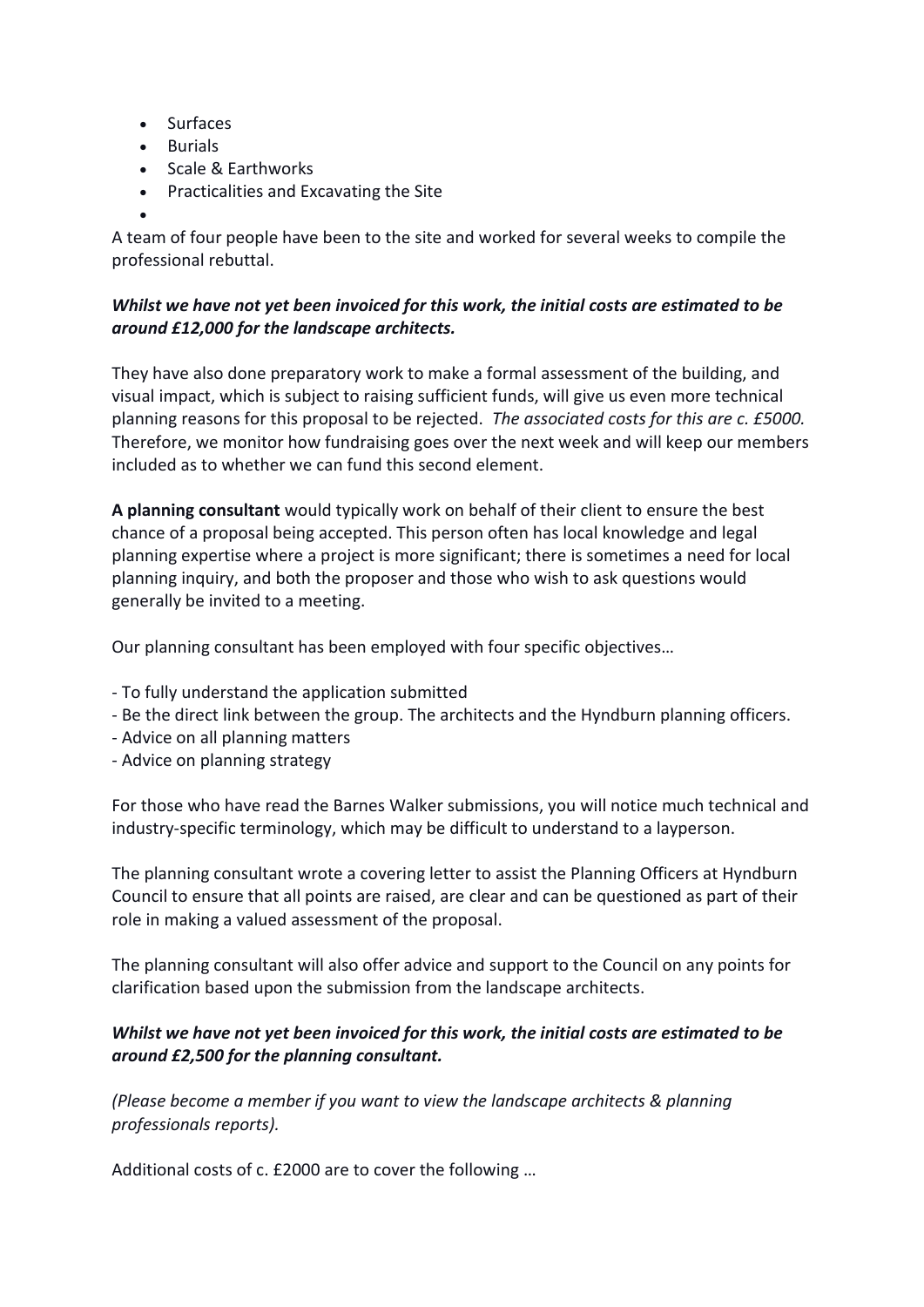- Surfaces
- Burials
- Scale & Earthworks
- Practicalities and Excavating the Site
-

A team of four people have been to the site and worked for several weeks to compile the professional rebuttal.

***Whilst we have not yet been invoiced for this work, the initial costs are estimated to be around £12,000 for the landscape architects.***

They have also done preparatory work to make a formal assessment of the building, and visual impact, which is subject to raising sufficient funds, will give us even more technical planning reasons for this proposal to be rejected. *The associated costs for this are c. £5000.* Therefore, we monitor how fundraising goes over the next week and will keep our members included as to whether we can fund this second element.

**A planning consultant** would typically work on behalf of their client to ensure the best chance of a proposal being accepted. This person often has local knowledge and legal planning expertise where a project is more significant; there is sometimes a need for local planning inquiry, and both the proposer and those who wish to ask questions would generally be invited to a meeting.

Our planning consultant has been employed with four specific objectives…

- To fully understand the application submitted
- Be the direct link between the group. The architects and the Hyndburn planning officers.
- Advice on all planning matters
- Advice on planning strategy

For those who have read the Barnes Walker submissions, you will notice much technical and industry-specific terminology, which may be difficult to understand to a layperson.

The planning consultant wrote a covering letter to assist the Planning Officers at Hyndburn Council to ensure that all points are raised, are clear and can be questioned as part of their role in making a valued assessment of the proposal.

The planning consultant will also offer advice and support to the Council on any points for clarification based upon the submission from the landscape architects.

***Whilst we have not yet been invoiced for this work, the initial costs are estimated to be around £2,500 for the planning consultant.***

*(Please become a member if you want to view the landscape architects & planning professionals reports).*

Additional costs of c. £2000 are to cover the following …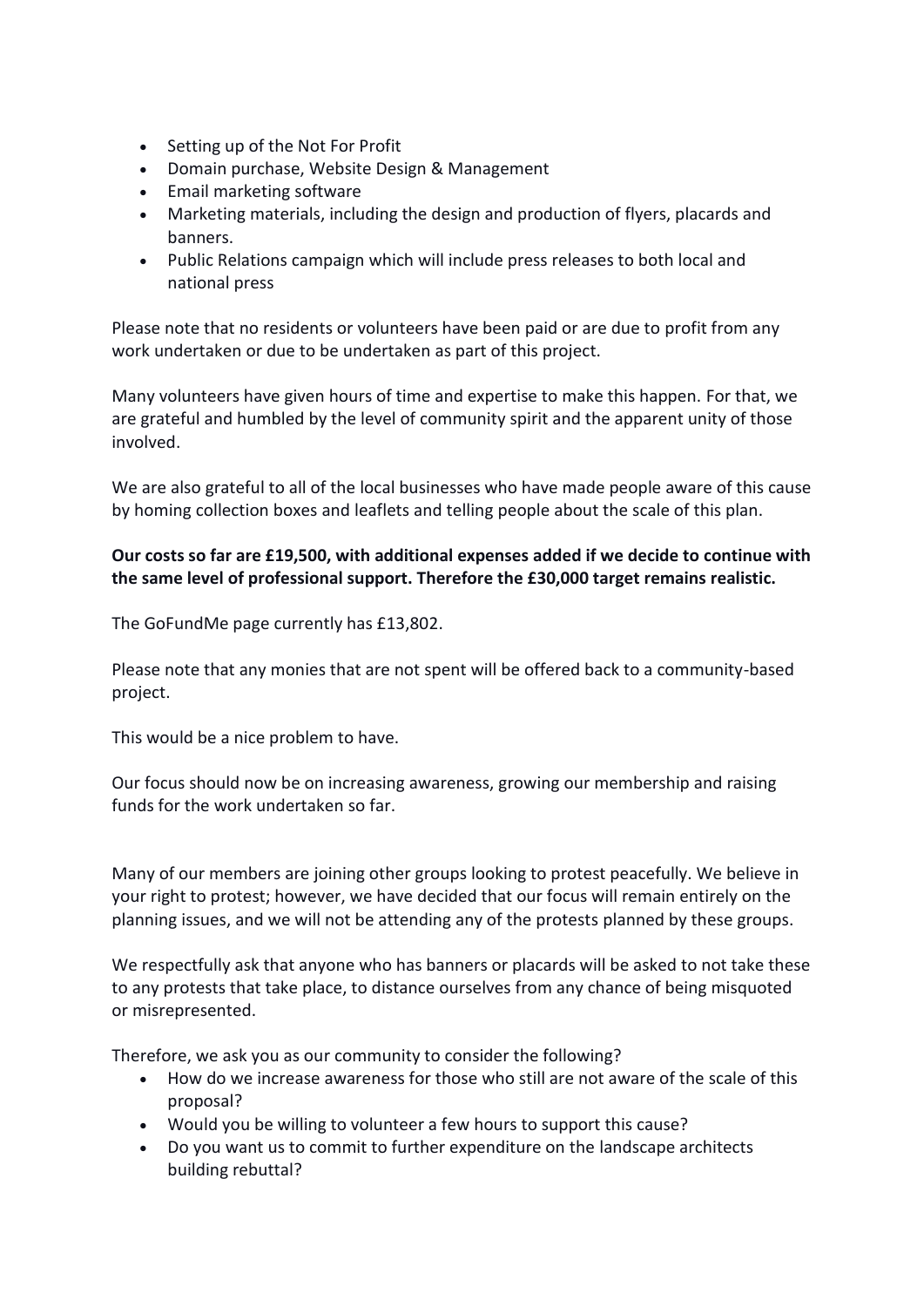- Setting up of the Not For Profit
- Domain purchase, Website Design & Management
- Email marketing software
- Marketing materials, including the design and production of flyers, placards and banners.
- Public Relations campaign which will include press releases to both local and national press

Please note that no residents or volunteers have been paid or are due to profit from any work undertaken or due to be undertaken as part of this project.

Many volunteers have given hours of time and expertise to make this happen. For that, we are grateful and humbled by the level of community spirit and the apparent unity of those involved.

We are also grateful to all of the local businesses who have made people aware of this cause by homing collection boxes and leaflets and telling people about the scale of this plan.

**Our costs so far are £19,500, with additional expenses added if we decide to continue with the same level of professional support. Therefore the £30,000 target remains realistic.**

The GoFundMe page currently has £13,802.

Please note that any monies that are not spent will be offered back to a community-based project.

This would be a nice problem to have.

Our focus should now be on increasing awareness, growing our membership and raising funds for the work undertaken so far.

Many of our members are joining other groups looking to protest peacefully. We believe in your right to protest; however, we have decided that our focus will remain entirely on the planning issues, and we will not be attending any of the protests planned by these groups.

We respectfully ask that anyone who has banners or placards will be asked to not take these to any protests that take place, to distance ourselves from any chance of being misquoted or misrepresented.

Therefore, we ask you as our community to consider the following?

- How do we increase awareness for those who still are not aware of the scale of this proposal?
- Would you be willing to volunteer a few hours to support this cause?
- Do you want us to commit to further expenditure on the landscape architects building rebuttal?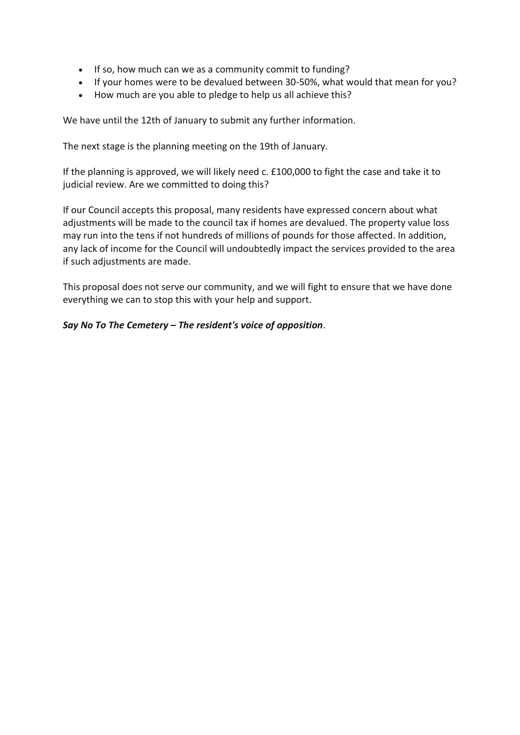- If so, how much can we as a community commit to funding?
- If your homes were to be devalued between 30-50%, what would that mean for you?
- How much are you able to pledge to help us all achieve this?

We have until the 12th of January to submit any further information.

The next stage is the planning meeting on the 19th of January.

If the planning is approved, we will likely need c. £100,000 to fight the case and take it to judicial review. Are we committed to doing this?

If our Council accepts this proposal, many residents have expressed concern about what adjustments will be made to the council tax if homes are devalued. The property value loss may run into the tens if not hundreds of millions of pounds for those affected. In addition, any lack of income for the Council will undoubtedly impact the services provided to the area if such adjustments are made.

This proposal does not serve our community, and we will fight to ensure that we have done everything we can to stop this with your help and support.

***Say No To The Cemetery – The resident's voice of opposition***.